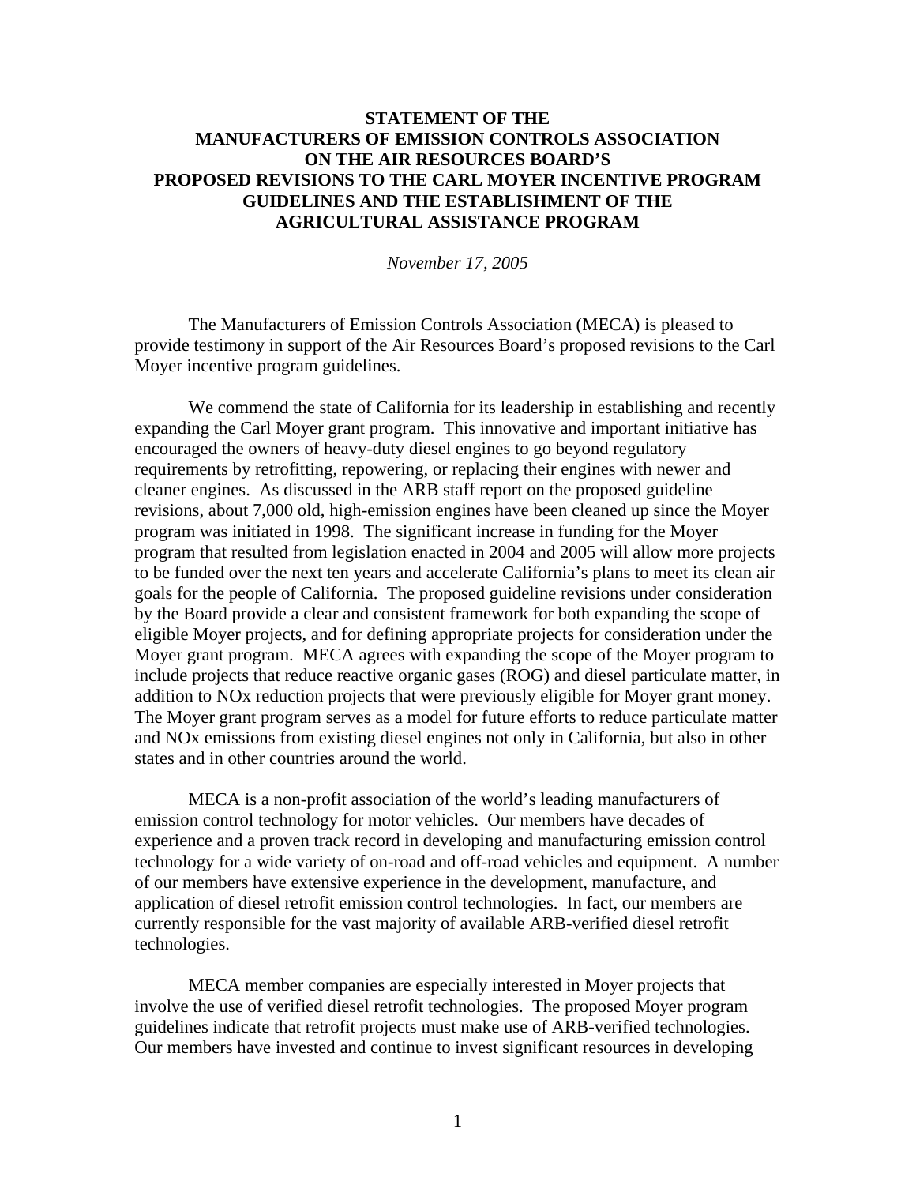# STATEMENT OF THE MANUFACTURERS OF EMISSION CONTROLS ASSOCIATION ON THE AIR RESOURCES BOARD'S PROPOSED REVISIONS TO THE CARL MOYER INCENTIVE PROGRAM GUIDELINES AND THE ESTABLISHMENT OF THE AGRICULTURAL ASSISTANCE PROGRAM

*November 17, 2005*

The Manufacturers of Emission Controls Association (MECA) is pleased to provide testimony in support of the Air Resources Board's proposed revisions to the Carl Moyer incentive program guidelines.

We commend the state of California for its leadership in establishing and recently expanding the Carl Moyer grant program. This innovative and important initiative has encouraged the owners of heavy-duty diesel engines to go beyond regulatory requirements by retrofitting, repowering, or replacing their engines with newer and cleaner engines. As discussed in the ARB staff report on the proposed guideline revisions, about 7,000 old, high-emission engines have been cleaned up since the Moyer program was initiated in 1998. The significant increase in funding for the Moyer program that resulted from legislation enacted in 2004 and 2005 will allow more projects to be funded over the next ten years and accelerate California's plans to meet its clean air goals for the people of California. The proposed guideline revisions under consideration by the Board provide a clear and consistent framework for both expanding the scope of eligible Moyer projects, and for defining appropriate projects for consideration under the Moyer grant program. MECA agrees with expanding the scope of the Moyer program to include projects that reduce reactive organic gases (ROG) and diesel particulate matter, in addition to NOx reduction projects that were previously eligible for Moyer grant money. The Moyer grant program serves as a model for future efforts to reduce particulate matter and NOx emissions from existing diesel engines not only in California, but also in other states and in other countries around the world.

MECA is a non-profit association of the world's leading manufacturers of emission control technology for motor vehicles. Our members have decades of experience and a proven track record in developing and manufacturing emission control technology for a wide variety of on-road and off-road vehicles and equipment. A number of our members have extensive experience in the development, manufacture, and application of diesel retrofit emission control technologies. In fact, our members are currently responsible for the vast majority of available ARB-verified diesel retrofit technologies.

MECA member companies are especially interested in Moyer projects that involve the use of verified diesel retrofit technologies. The proposed Moyer program guidelines indicate that retrofit projects must make use of ARB-verified technologies. Our members have invested and continue to invest significant resources in developing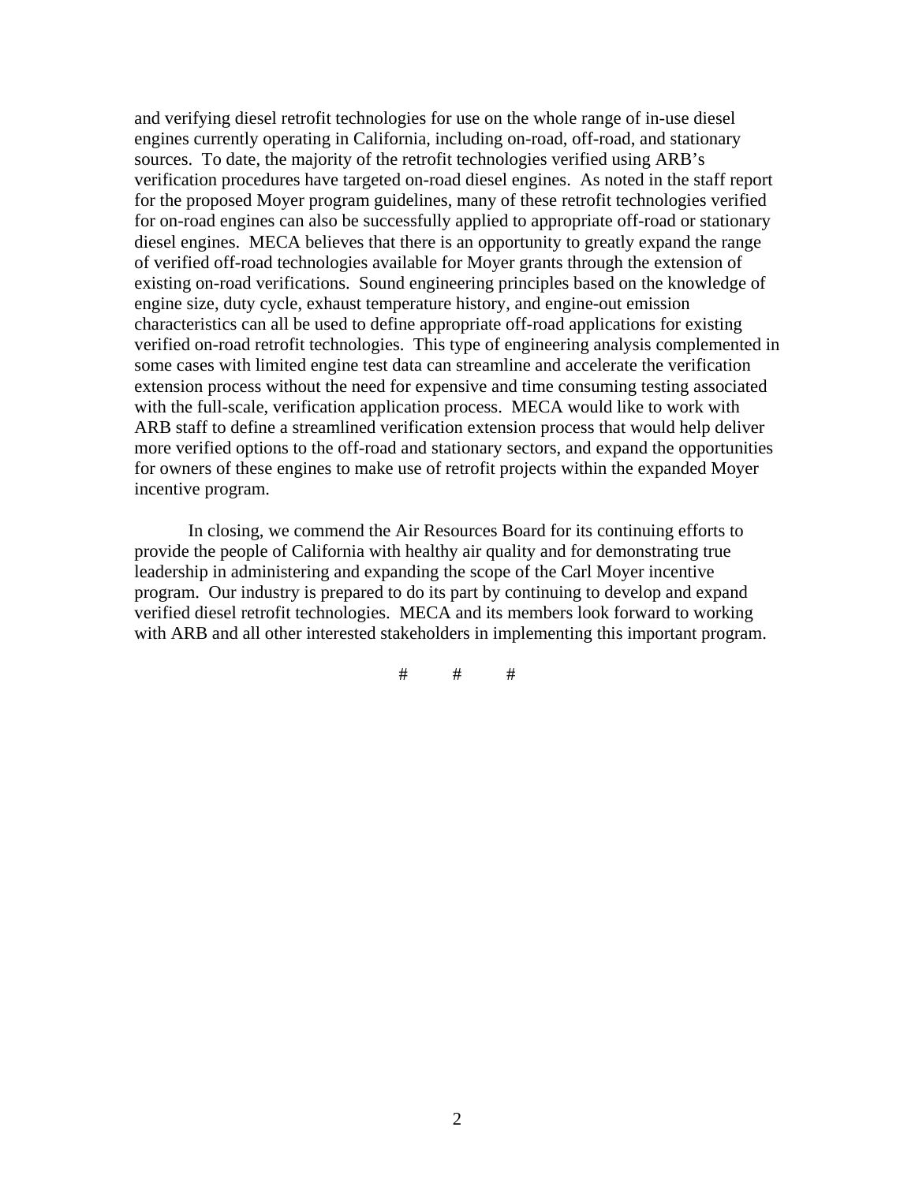and verifying diesel retrofit technologies for use on the whole range of in-use diesel engines currently operating in California, including on-road, off-road, and stationary sources. To date, the majority of the retrofit technologies verified using ARB's verification procedures have targeted on-road diesel engines. As noted in the staff report for the proposed Moyer program guidelines, many of these retrofit technologies verified for on-road engines can also be successfully applied to appropriate off-road or stationary diesel engines. MECA believes that there is an opportunity to greatly expand the range of verified off-road technologies available for Moyer grants through the extension of existing on-road verifications. Sound engineering principles based on the knowledge of engine size, duty cycle, exhaust temperature history, and engine-out emission characteristics can all be used to define appropriate off-road applications for existing verified on-road retrofit technologies. This type of engineering analysis complemented in some cases with limited engine test data can streamline and accelerate the verification extension process without the need for expensive and time consuming testing associated with the full-scale, verification application process. MECA would like to work with ARB staff to define a streamlined verification extension process that would help deliver more verified options to the off-road and stationary sectors, and expand the opportunities for owners of these engines to make use of retrofit projects within the expanded Moyer incentive program.

In closing, we commend the Air Resources Board for its continuing efforts to provide the people of California with healthy air quality and for demonstrating true leadership in administering and expanding the scope of the Carl Moyer incentive program. Our industry is prepared to do its part by continuing to develop and expand verified diesel retrofit technologies. MECA and its members look forward to working with ARB and all other interested stakeholders in implementing this important program.

# # #